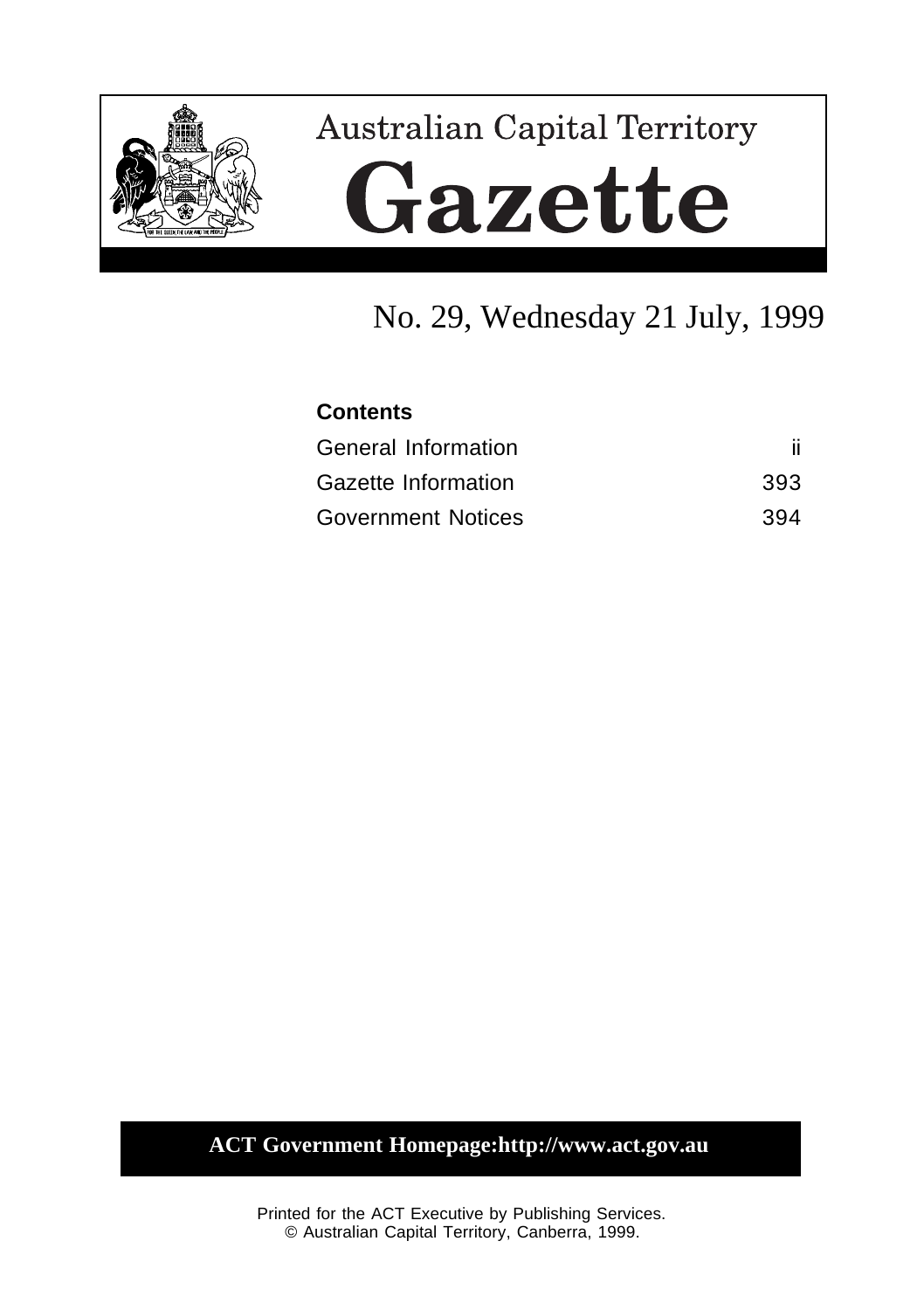Australian Capital Territory

# Gazette

No. 29, Wednesday 21 July, 1999

**Contents**

| | |
|---|---|
| General Information | ii |
| Gazette Information | 393 |
| Government Notices | 394 |

**ACT Government Homepage:http://www.act.gov.au**

Printed for the ACT Executive by Publishing Services.
© Australian Capital Territory, Canberra, 1999.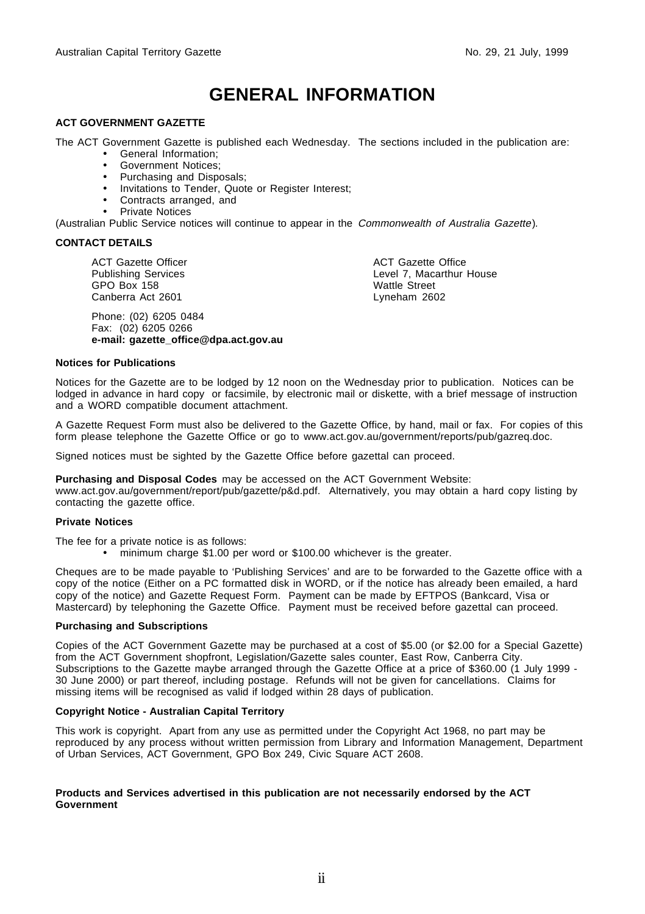# GENERAL INFORMATION

**ACT GOVERNMENT GAZETTE**

The ACT Government Gazette is published each Wednesday. The sections included in the publication are:

- General Information;
- Government Notices;
- Purchasing and Disposals;
- Invitations to Tender, Quote or Register Interest;
- Contracts arranged, and
- Private Notices

(Australian Public Service notices will continue to appear in the *Commonwealth of Australia Gazette*).

**CONTACT DETAILS**

ACT Gazette Officer
Publishing Services
GPO Box 158
Canberra Act 2601

ACT Gazette Office
Level 7, Macarthur House
Wattle Street
Lyneham 2602

Phone: (02) 6205 0484
Fax: (02) 6205 0266
**e-mail: gazette_office@dpa.act.gov.au**

**Notices for Publications**

Notices for the Gazette are to be lodged by 12 noon on the Wednesday prior to publication. Notices can be lodged in advance in hard copy or facsimile, by electronic mail or diskette, with a brief message of instruction and a WORD compatible document attachment.

A Gazette Request Form must also be delivered to the Gazette Office, by hand, mail or fax. For copies of this form please telephone the Gazette Office or go to www.act.gov.au/government/reports/pub/gazreq.doc.

Signed notices must be sighted by the Gazette Office before gazettal can proceed.

**Purchasing and Disposal Codes** may be accessed on the ACT Government Website: www.act.gov.au/government/report/pub/gazette/p&d.pdf. Alternatively, you may obtain a hard copy listing by contacting the gazette office.

**Private Notices**

The fee for a private notice is as follows:

- minimum charge $1.00 per word or $100.00 whichever is the greater.

Cheques are to be made payable to 'Publishing Services' and are to be forwarded to the Gazette office with a copy of the notice (Either on a PC formatted disk in WORD, or if the notice has already been emailed, a hard copy of the notice) and Gazette Request Form. Payment can be made by EFTPOS (Bankcard, Visa or Mastercard) by telephoning the Gazette Office. Payment must be received before gazettal can proceed.

**Purchasing and Subscriptions**

Copies of the ACT Government Gazette may be purchased at a cost of $5.00 (or $2.00 for a Special Gazette) from the ACT Government shopfront, Legislation/Gazette sales counter, East Row, Canberra City. Subscriptions to the Gazette maybe arranged through the Gazette Office at a price of $360.00 (1 July 1999 - 30 June 2000) or part thereof, including postage. Refunds will not be given for cancellations. Claims for missing items will be recognised as valid if lodged within 28 days of publication.

**Copyright Notice - Australian Capital Territory**

This work is copyright. Apart from any use as permitted under the Copyright Act 1968, no part may be reproduced by any process without written permission from Library and Information Management, Department of Urban Services, ACT Government, GPO Box 249, Civic Square ACT 2608.

**Products and Services advertised in this publication are not necessarily endorsed by the ACT Government**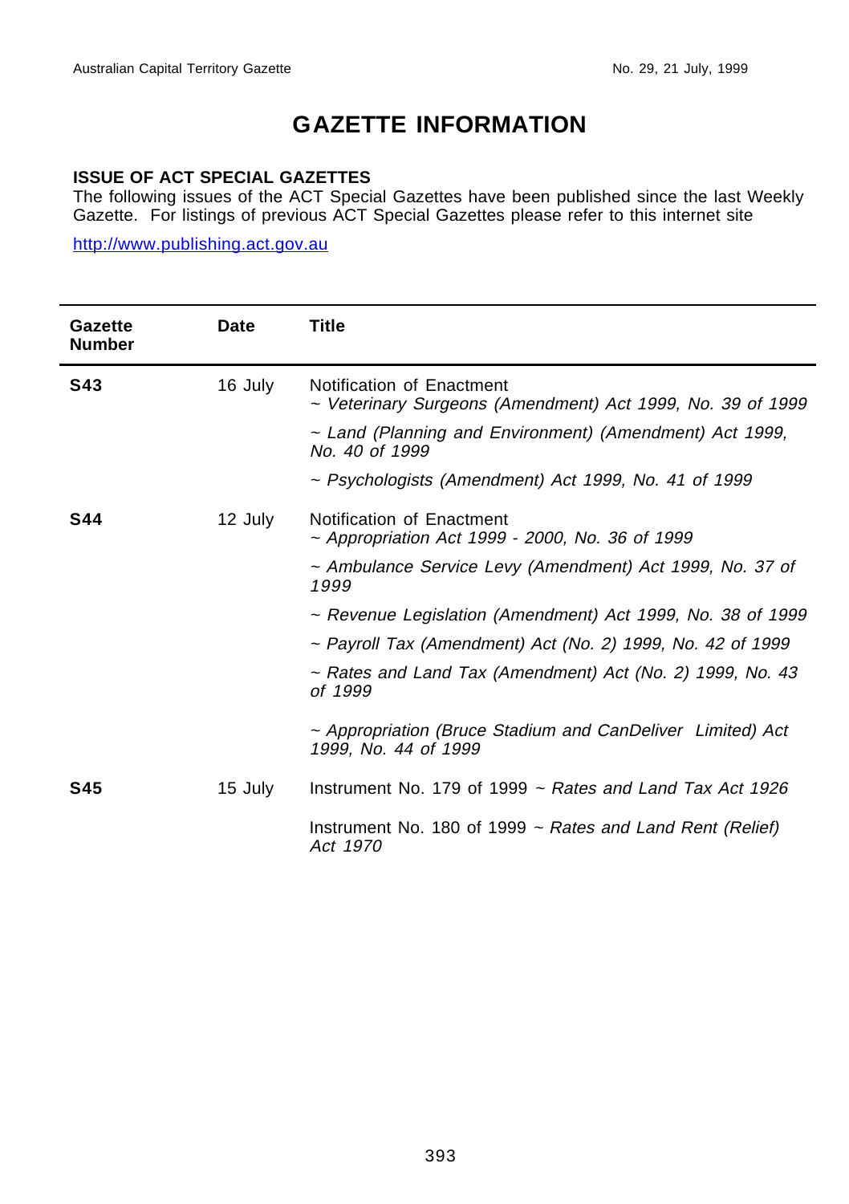# GAZETTE INFORMATION

**ISSUE OF ACT SPECIAL GAZETTES**
The following issues of the ACT Special Gazettes have been published since the last Weekly Gazette. For listings of previous ACT Special Gazettes please refer to this internet site

http://www.publishing.act.gov.au

| Gazette Number | Date | Title |
|---|---|---|
| **S43** | 16 July | Notification of Enactment<br>~ *Veterinary Surgeons (Amendment) Act 1999, No. 39 of 1999*<br>~ *Land (Planning and Environment) (Amendment) Act 1999, No. 40 of 1999*<br>~ *Psychologists (Amendment) Act 1999, No. 41 of 1999* |
| **S44** | 12 July | Notification of Enactment<br>~ *Appropriation Act 1999 - 2000, No. 36 of 1999*<br>~ *Ambulance Service Levy (Amendment) Act 1999, No. 37 of 1999*<br>~ *Revenue Legislation (Amendment) Act 1999, No. 38 of 1999*<br>~ *Payroll Tax (Amendment) Act (No. 2) 1999, No. 42 of 1999*<br>~ *Rates and Land Tax (Amendment) Act (No. 2) 1999, No. 43 of 1999*<br>~ *Appropriation (Bruce Stadium and CanDeliver Limited) Act 1999, No. 44 of 1999* |
| **S45** | 15 July | Instrument No. 179 of 1999 ~ *Rates and Land Tax Act 1926*<br>Instrument No. 180 of 1999 ~ *Rates and Land Rent (Relief) Act 1970* |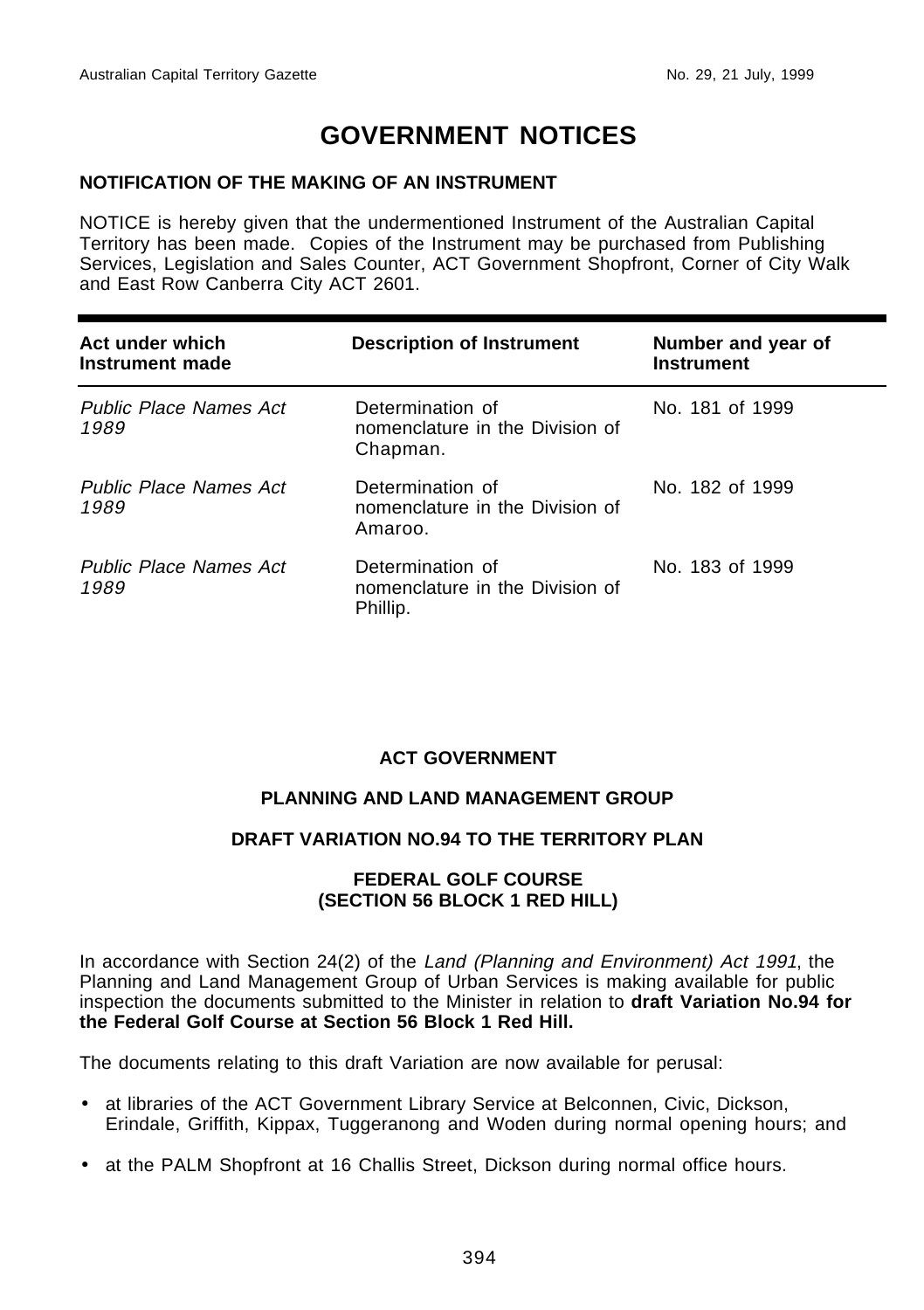# GOVERNMENT NOTICES

**NOTIFICATION OF THE MAKING OF AN INSTRUMENT**

NOTICE is hereby given that the undermentioned Instrument of the Australian Capital Territory has been made. Copies of the Instrument may be purchased from Publishing Services, Legislation and Sales Counter, ACT Government Shopfront, Corner of City Walk and East Row Canberra City ACT 2601.

| Act under which Instrument made | Description of Instrument | Number and year of Instrument |
|---|---|---|
| *Public Place Names Act 1989* | Determination of nomenclature in the Division of Chapman. | No. 181 of 1999 |
| *Public Place Names Act 1989* | Determination of nomenclature in the Division of Amaroo. | No. 182 of 1999 |
| *Public Place Names Act 1989* | Determination of nomenclature in the Division of Phillip. | No. 183 of 1999 |

**ACT GOVERNMENT**

**PLANNING AND LAND MANAGEMENT GROUP**

**DRAFT VARIATION NO.94 TO THE TERRITORY PLAN**

**FEDERAL GOLF COURSE**
**(SECTION 56 BLOCK 1 RED HILL)**

In accordance with Section 24(2) of the *Land (Planning and Environment) Act 1991*, the Planning and Land Management Group of Urban Services is making available for public inspection the documents submitted to the Minister in relation to **draft Variation No.94 for the Federal Golf Course at Section 56 Block 1 Red Hill.**

The documents relating to this draft Variation are now available for perusal:

- at libraries of the ACT Government Library Service at Belconnen, Civic, Dickson, Erindale, Griffith, Kippax, Tuggeranong and Woden during normal opening hours; and
- at the PALM Shopfront at 16 Challis Street, Dickson during normal office hours.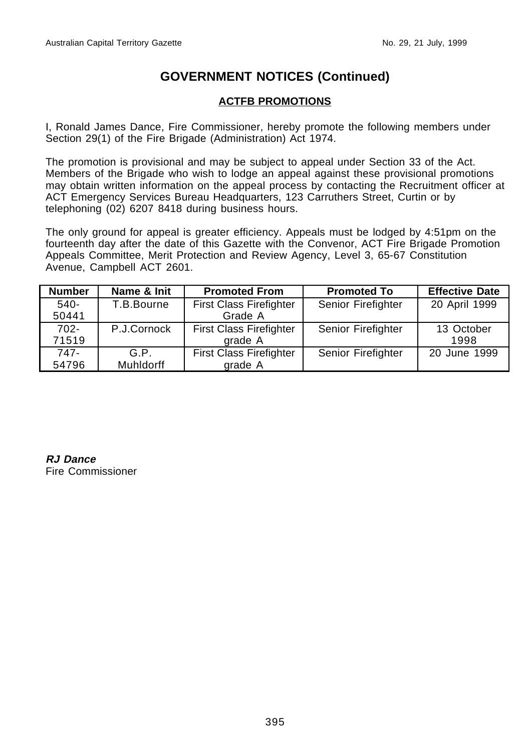# GOVERNMENT NOTICES (Continued)

## ACTFB PROMOTIONS

I, Ronald James Dance, Fire Commissioner, hereby promote the following members under Section 29(1) of the Fire Brigade (Administration) Act 1974.

The promotion is provisional and may be subject to appeal under Section 33 of the Act. Members of the Brigade who wish to lodge an appeal against these provisional promotions may obtain written information on the appeal process by contacting the Recruitment officer at ACT Emergency Services Bureau Headquarters, 123 Carruthers Street, Curtin or by telephoning (02) 6207 8418 during business hours.

The only ground for appeal is greater efficiency. Appeals must be lodged by 4:51pm on the fourteenth day after the date of this Gazette with the Convenor, ACT Fire Brigade Promotion Appeals Committee, Merit Protection and Review Agency, Level 3, 65-67 Constitution Avenue, Campbell ACT 2601.

| Number | Name & Init | Promoted From | Promoted To | Effective Date |
|---|---|---|---|---|
| 540-50441 | T.B.Bourne | First Class Firefighter Grade A | Senior Firefighter | 20 April 1999 |
| 702-71519 | P.J.Cornock | First Class Firefighter grade A | Senior Firefighter | 13 October 1998 |
| 747-54796 | G.P. Muhldorff | First Class Firefighter grade A | Senior Firefighter | 20 June 1999 |

***RJ Dance***
Fire Commissioner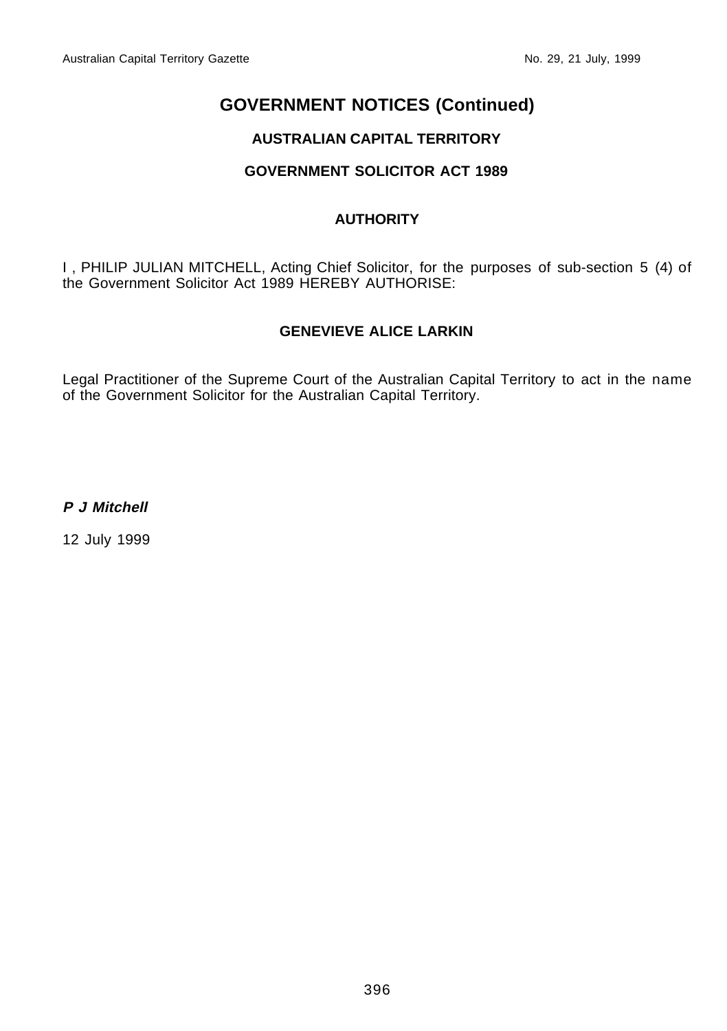# GOVERNMENT NOTICES (Continued)

## AUSTRALIAN CAPITAL TERRITORY

## GOVERNMENT SOLICITOR ACT 1989

### AUTHORITY

I , PHILIP JULIAN MITCHELL, Acting Chief Solicitor, for the purposes of sub-section 5 (4) of the Government Solicitor Act 1989 HEREBY AUTHORISE:

**GENEVIEVE ALICE LARKIN**

Legal Practitioner of the Supreme Court of the Australian Capital Territory to act in the name of the Government Solicitor for the Australian Capital Territory.

***P J Mitchell***

12 July 1999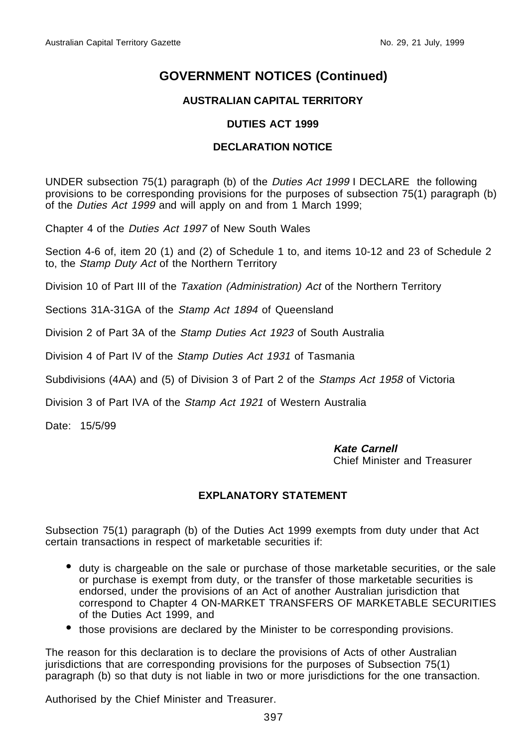# GOVERNMENT NOTICES (Continued)

## AUSTRALIAN CAPITAL TERRITORY

## DUTIES ACT 1999

## DECLARATION NOTICE

UNDER subsection 75(1) paragraph (b) of the *Duties Act 1999* I DECLARE the following provisions to be corresponding provisions for the purposes of subsection 75(1) paragraph (b) of the *Duties Act 1999* and will apply on and from 1 March 1999;

Chapter 4 of the *Duties Act 1997* of New South Wales

Section 4-6 of, item 20 (1) and (2) of Schedule 1 to, and items 10-12 and 23 of Schedule 2 to, the *Stamp Duty Act* of the Northern Territory

Division 10 of Part III of the *Taxation (Administration) Act* of the Northern Territory

Sections 31A-31GA of the *Stamp Act 1894* of Queensland

Division 2 of Part 3A of the *Stamp Duties Act 1923* of South Australia

Division 4 of Part IV of the *Stamp Duties Act 1931* of Tasmania

Subdivisions (4AA) and (5) of Division 3 of Part 2 of the *Stamps Act 1958* of Victoria

Division 3 of Part IVA of the *Stamp Act 1921* of Western Australia

Date: 15/5/99

**Kate Carnell**
Chief Minister and Treasurer

## EXPLANATORY STATEMENT

Subsection 75(1) paragraph (b) of the Duties Act 1999 exempts from duty under that Act certain transactions in respect of marketable securities if:

- duty is chargeable on the sale or purchase of those marketable securities, or the sale or purchase is exempt from duty, or the transfer of those marketable securities is endorsed, under the provisions of an Act of another Australian jurisdiction that correspond to Chapter 4 ON-MARKET TRANSFERS OF MARKETABLE SECURITIES of the Duties Act 1999, and
- those provisions are declared by the Minister to be corresponding provisions.

The reason for this declaration is to declare the provisions of Acts of other Australian jurisdictions that are corresponding provisions for the purposes of Subsection 75(1) paragraph (b) so that duty is not liable in two or more jurisdictions for the one transaction.

Authorised by the Chief Minister and Treasurer.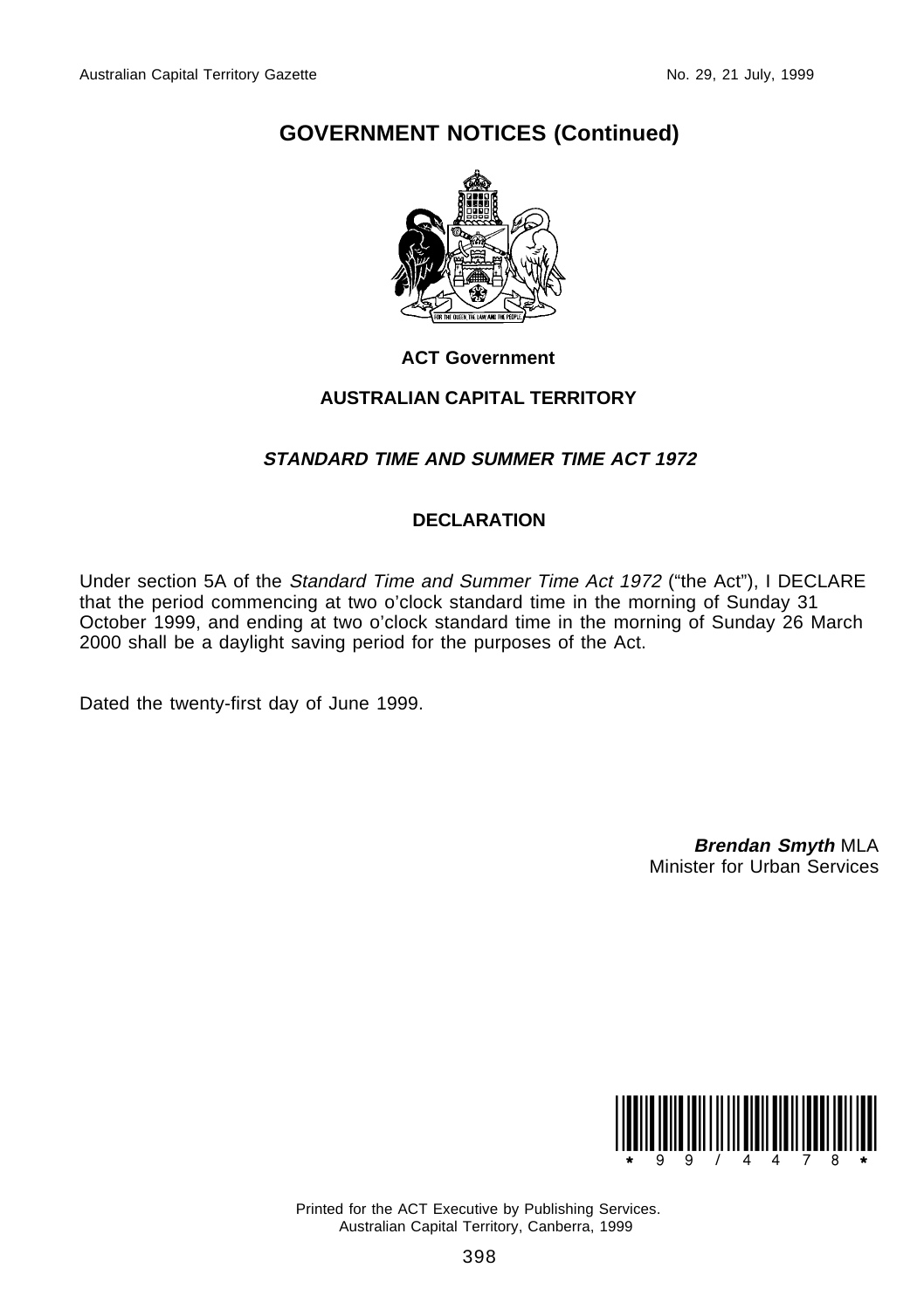# GOVERNMENT NOTICES (Continued)

**ACT Government**

**AUSTRALIAN CAPITAL TERRITORY**

***STANDARD TIME AND SUMMER TIME ACT 1972***

**DECLARATION**

Under section 5A of the *Standard Time and Summer Time Act 1972* ("the Act"), I DECLARE that the period commencing at two o'clock standard time in the morning of Sunday 31 October 1999, and ending at two o'clock standard time in the morning of Sunday 26 March 2000 shall be a daylight saving period for the purposes of the Act.

Dated the twenty-first day of June 1999.

***Brendan Smyth*** MLA
Minister for Urban Services

*99/4478*

Printed for the ACT Executive by Publishing Services.
Australian Capital Territory, Canberra, 1999